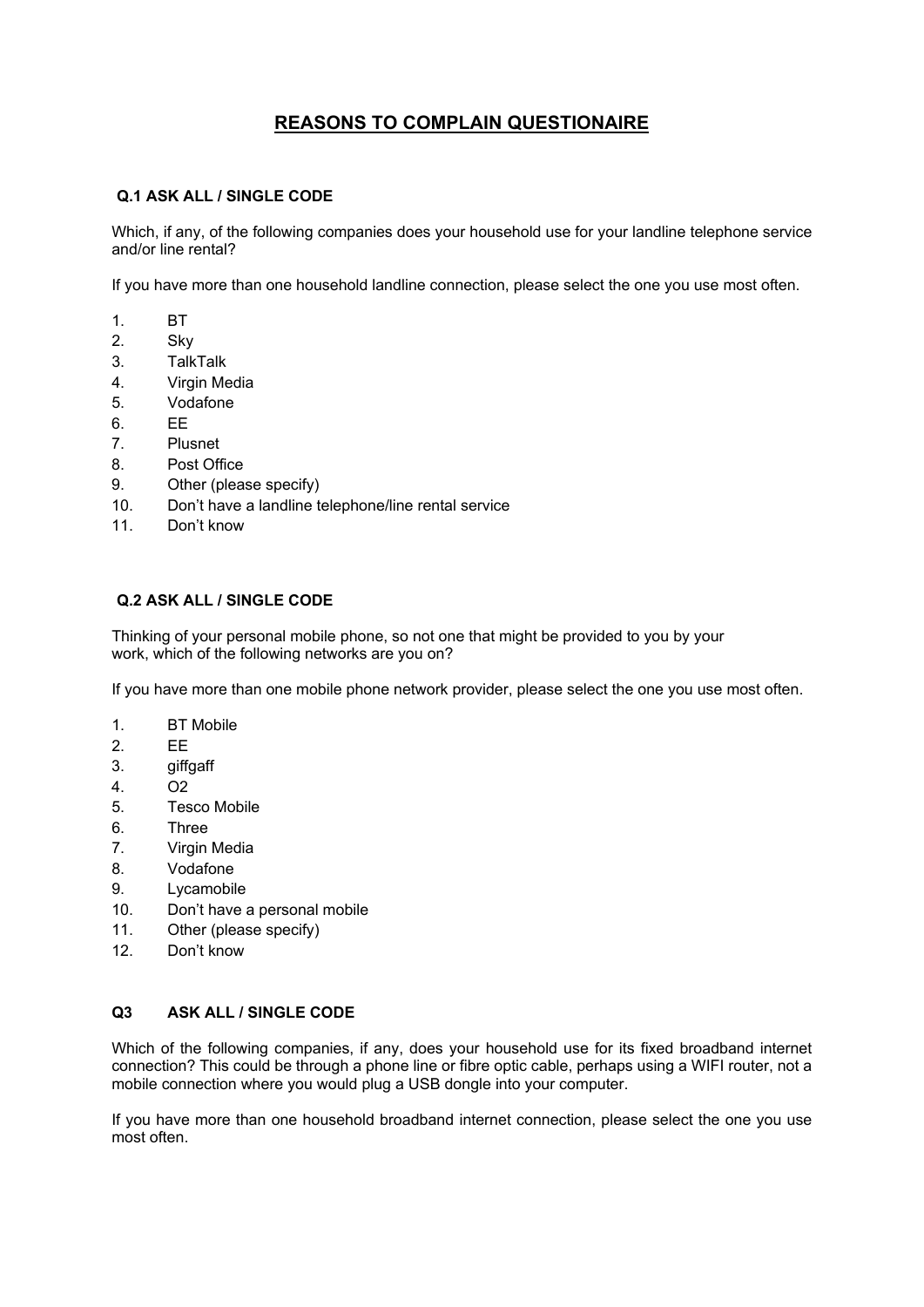# REASONS TO COMPLAIN QUESTIONAIRE

**Q.1 ASK ALL / SINGLE CODE**

Which, if any, of the following companies does your household use for your landline telephone service and/or line rental?

If you have more than one household landline connection, please select the one you use most often.

1. BT
2. Sky
3. TalkTalk
4. Virgin Media
5. Vodafone
6. EE
7. Plusnet
8. Post Office
9. Other (please specify)
10. Don't have a landline telephone/line rental service
11. Don't know

**Q.2 ASK ALL / SINGLE CODE**

Thinking of your personal mobile phone, so not one that might be provided to you by your work, which of the following networks are you on?

If you have more than one mobile phone network provider, please select the one you use most often.

1. BT Mobile
2. EE
3. giffgaff
4. O2
5. Tesco Mobile
6. Three
7. Virgin Media
8. Vodafone
9. Lycamobile
10. Don't have a personal mobile
11. Other (please specify)
12. Don't know

**Q3 ASK ALL / SINGLE CODE**

Which of the following companies, if any, does your household use for its fixed broadband internet connection? This could be through a phone line or fibre optic cable, perhaps using a WIFI router, not a mobile connection where you would plug a USB dongle into your computer.

If you have more than one household broadband internet connection, please select the one you use most often.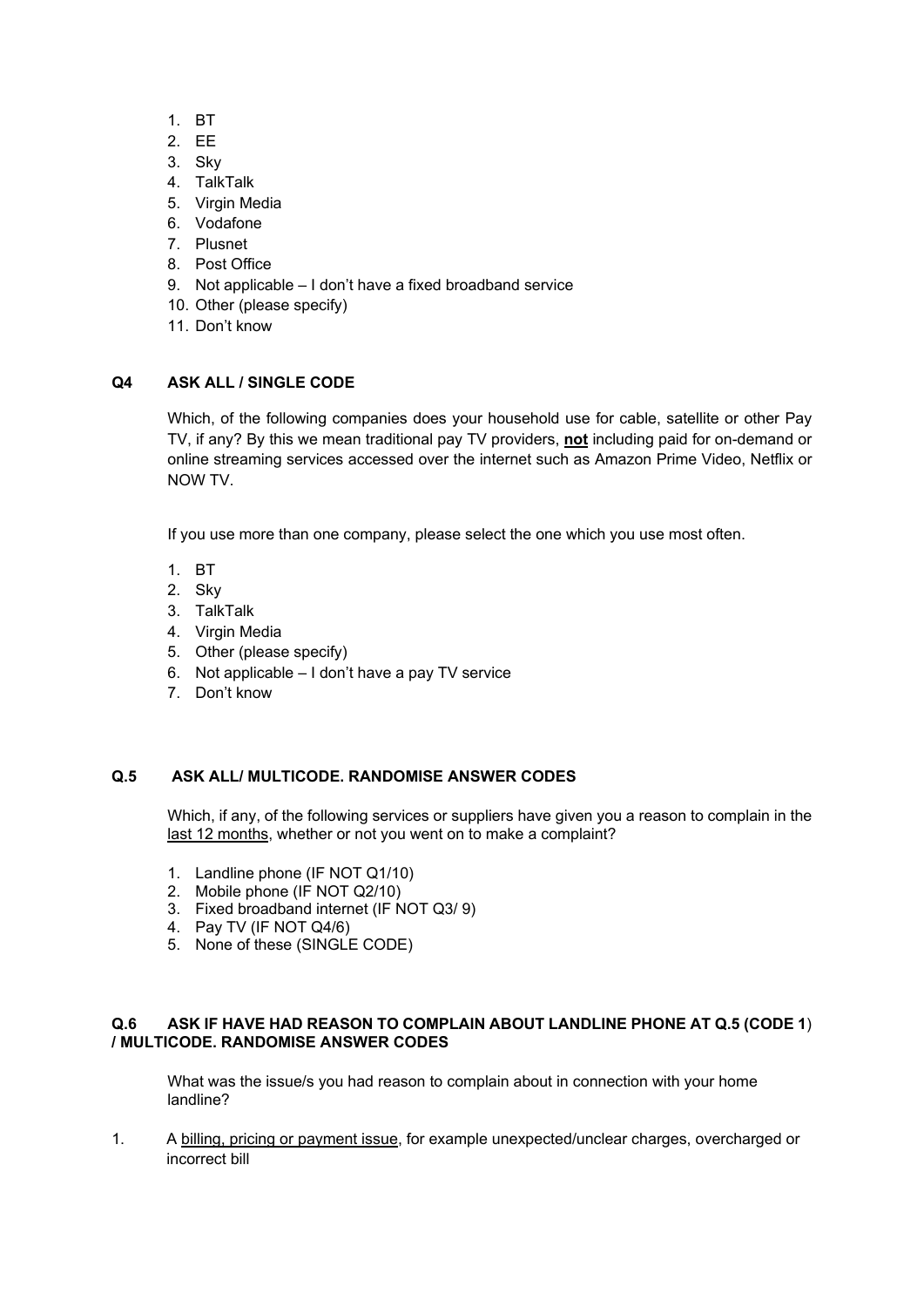1. BT
2. EE
3. Sky
4. TalkTalk
5. Virgin Media
6. Vodafone
7. Plusnet
8. Post Office
9. Not applicable – I don't have a fixed broadband service
10. Other (please specify)
11. Don't know

**Q4 ASK ALL / SINGLE CODE**

Which, of the following companies does your household use for cable, satellite or other Pay TV, if any? By this we mean traditional pay TV providers, **not** including paid for on-demand or online streaming services accessed over the internet such as Amazon Prime Video, Netflix or NOW TV.

If you use more than one company, please select the one which you use most often.

1. BT
2. Sky
3. TalkTalk
4. Virgin Media
5. Other (please specify)
6. Not applicable – I don't have a pay TV service
7. Don't know

**Q.5 ASK ALL/ MULTICODE. RANDOMISE ANSWER CODES**

Which, if any, of the following services or suppliers have given you a reason to complain in the last 12 months, whether or not you went on to make a complaint?

1. Landline phone (IF NOT Q1/10)
2. Mobile phone (IF NOT Q2/10)
3. Fixed broadband internet (IF NOT Q3/ 9)
4. Pay TV (IF NOT Q4/6)
5. None of these (SINGLE CODE)

**Q.6 ASK IF HAVE HAD REASON TO COMPLAIN ABOUT LANDLINE PHONE AT Q.5 (CODE 1) / MULTICODE. RANDOMISE ANSWER CODES**

What was the issue/s you had reason to complain about in connection with your home landline?

1. A billing, pricing or payment issue, for example unexpected/unclear charges, overcharged or incorrect bill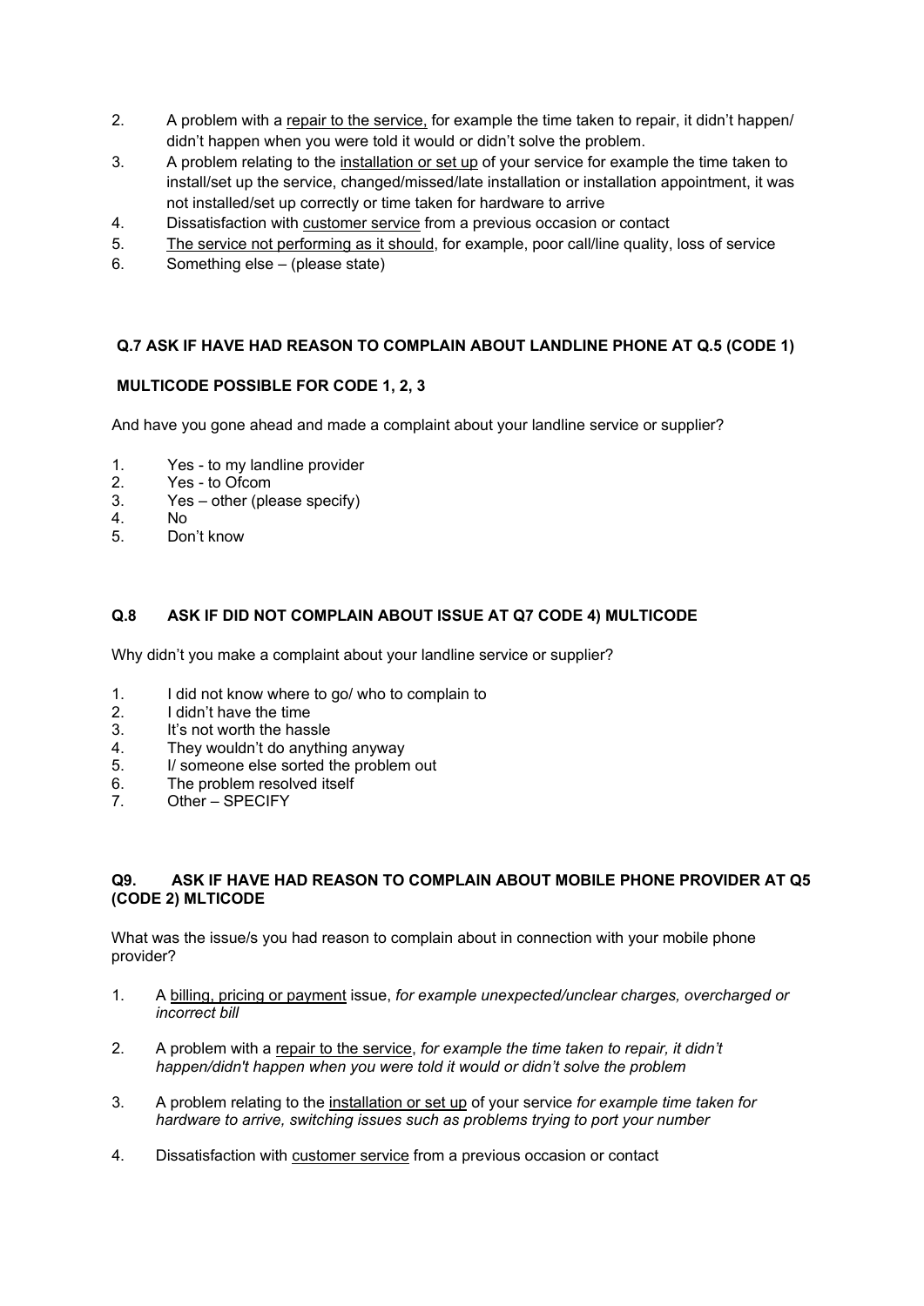2. A problem with a repair to the service, for example the time taken to repair, it didn't happen/ didn't happen when you were told it would or didn't solve the problem.
3. A problem relating to the installation or set up of your service for example the time taken to install/set up the service, changed/missed/late installation or installation appointment, it was not installed/set up correctly or time taken for hardware to arrive
4. Dissatisfaction with customer service from a previous occasion or contact
5. The service not performing as it should, for example, poor call/line quality, loss of service
6. Something else – (please state)

**Q.7 ASK IF HAVE HAD REASON TO COMPLAIN ABOUT LANDLINE PHONE AT Q.5 (CODE 1)**

**MULTICODE POSSIBLE FOR CODE 1, 2, 3**

And have you gone ahead and made a complaint about your landline service or supplier?

1. Yes - to my landline provider
2. Yes - to Ofcom
3. Yes – other (please specify)
4. No
5. Don't know

**Q.8 ASK IF DID NOT COMPLAIN ABOUT ISSUE AT Q7 CODE 4) MULTICODE**

Why didn't you make a complaint about your landline service or supplier?

1. I did not know where to go/ who to complain to
2. I didn't have the time
3. It's not worth the hassle
4. They wouldn't do anything anyway
5. I/ someone else sorted the problem out
6. The problem resolved itself
7. Other – SPECIFY

**Q9. ASK IF HAVE HAD REASON TO COMPLAIN ABOUT MOBILE PHONE PROVIDER AT Q5 (CODE 2) MLTICODE**

What was the issue/s you had reason to complain about in connection with your mobile phone provider?

1. A billing, pricing or payment issue, *for example unexpected/unclear charges, overcharged or incorrect bill*

2. A problem with a repair to the service, *for example the time taken to repair, it didn't happen/didn't happen when you were told it would or didn't solve the problem*

3. A problem relating to the installation or set up of your service *for example time taken for hardware to arrive, switching issues such as problems trying to port your number*

4. Dissatisfaction with customer service from a previous occasion or contact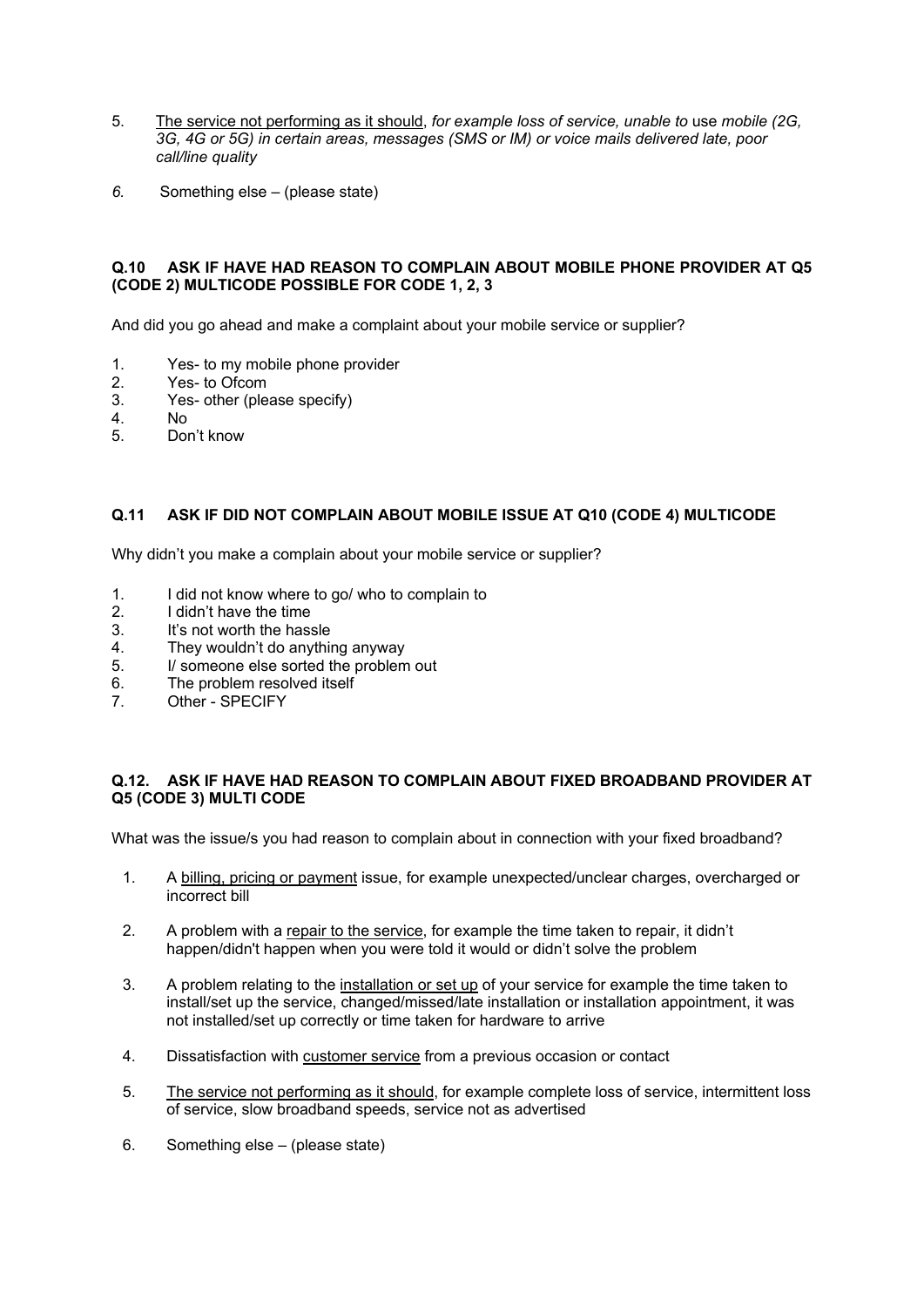5. <u>The service not performing as it should</u>, *for example loss of service, unable to* use *mobile (2G, 3G, 4G or 5G) in certain areas, messages (SMS or IM) or voice mails delivered late, poor call/line quality*

*6.* Something else – (please state)

**Q.10 ASK IF HAVE HAD REASON TO COMPLAIN ABOUT MOBILE PHONE PROVIDER AT Q5 (CODE 2) MULTICODE POSSIBLE FOR CODE 1, 2, 3**

And did you go ahead and make a complaint about your mobile service or supplier?

1. Yes- to my mobile phone provider
2. Yes- to Ofcom
3. Yes- other (please specify)
4. No
5. Don't know

**Q.11 ASK IF DID NOT COMPLAIN ABOUT MOBILE ISSUE AT Q10 (CODE 4) MULTICODE**

Why didn't you make a complain about your mobile service or supplier?

1. I did not know where to go/ who to complain to
2. I didn't have the time
3. It's not worth the hassle
4. They wouldn't do anything anyway
5. I/ someone else sorted the problem out
6. The problem resolved itself
7. Other - SPECIFY

**Q.12. ASK IF HAVE HAD REASON TO COMPLAIN ABOUT FIXED BROADBAND PROVIDER AT Q5 (CODE 3) MULTI CODE**

What was the issue/s you had reason to complain about in connection with your fixed broadband?

1. A <u>billing, pricing or payment</u> issue, for example unexpected/unclear charges, overcharged or incorrect bill
2. A problem with a <u>repair to the service</u>, for example the time taken to repair, it didn't happen/didn't happen when you were told it would or didn't solve the problem
3. A problem relating to the <u>installation or set up</u> of your service for example the time taken to install/set up the service, changed/missed/late installation or installation appointment, it was not installed/set up correctly or time taken for hardware to arrive
4. Dissatisfaction with <u>customer service</u> from a previous occasion or contact
5. <u>The service not performing as it should</u>, for example complete loss of service, intermittent loss of service, slow broadband speeds, service not as advertised
6. Something else – (please state)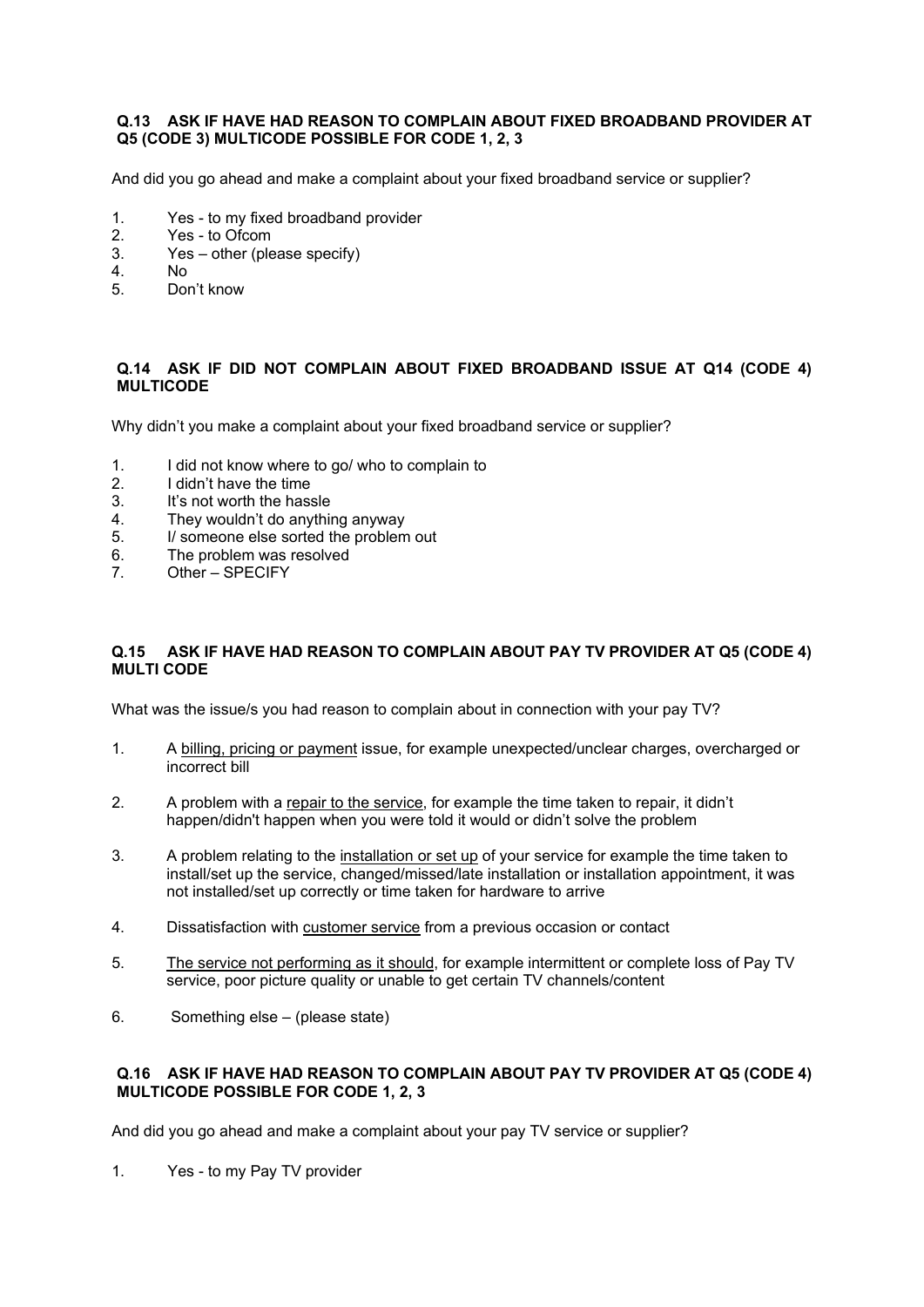**Q.13 ASK IF HAVE HAD REASON TO COMPLAIN ABOUT FIXED BROADBAND PROVIDER AT Q5 (CODE 3) MULTICODE POSSIBLE FOR CODE 1, 2, 3**

And did you go ahead and make a complaint about your fixed broadband service or supplier?

1. Yes - to my fixed broadband provider
2. Yes - to Ofcom
3. Yes – other (please specify)
4. No
5. Don't know

**Q.14 ASK IF DID NOT COMPLAIN ABOUT FIXED BROADBAND ISSUE AT Q14 (CODE 4) MULTICODE**

Why didn't you make a complaint about your fixed broadband service or supplier?

1. I did not know where to go/ who to complain to
2. I didn't have the time
3. It's not worth the hassle
4. They wouldn't do anything anyway
5. I/ someone else sorted the problem out
6. The problem was resolved
7. Other – SPECIFY

**Q.15 ASK IF HAVE HAD REASON TO COMPLAIN ABOUT PAY TV PROVIDER AT Q5 (CODE 4) MULTI CODE**

What was the issue/s you had reason to complain about in connection with your pay TV?

1. A <u>billing, pricing or payment</u> issue, for example unexpected/unclear charges, overcharged or incorrect bill

2. A problem with a <u>repair to the service</u>, for example the time taken to repair, it didn't happen/didn't happen when you were told it would or didn't solve the problem

3. A problem relating to the <u>installation or set up</u> of your service for example the time taken to install/set up the service, changed/missed/late installation or installation appointment, it was not installed/set up correctly or time taken for hardware to arrive

4. Dissatisfaction with <u>customer service</u> from a previous occasion or contact

5. <u>The service not performing as it should</u>, for example intermittent or complete loss of Pay TV service, poor picture quality or unable to get certain TV channels/content

6. Something else – (please state)

**Q.16 ASK IF HAVE HAD REASON TO COMPLAIN ABOUT PAY TV PROVIDER AT Q5 (CODE 4) MULTICODE POSSIBLE FOR CODE 1, 2, 3**

And did you go ahead and make a complaint about your pay TV service or supplier?

1. Yes - to my Pay TV provider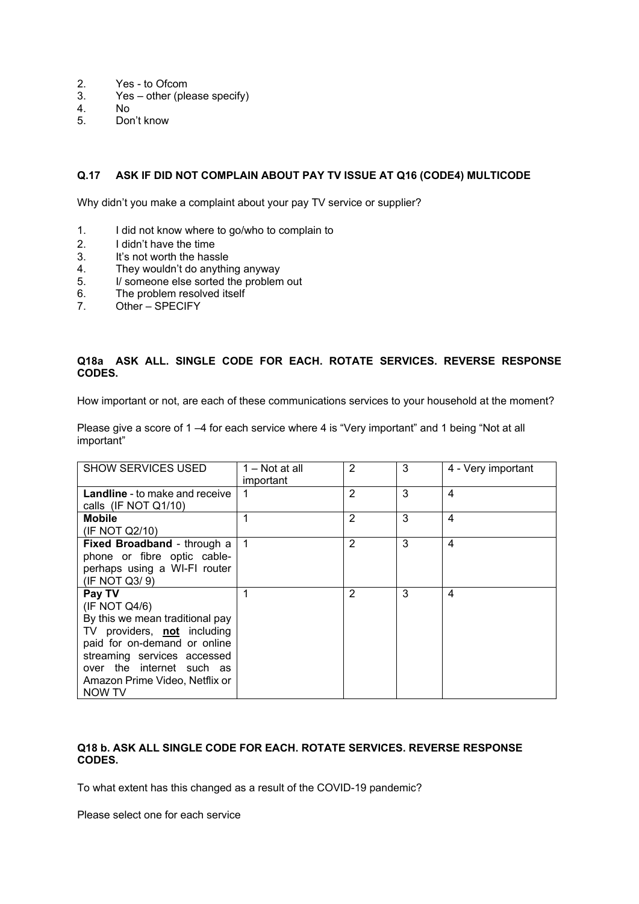2. Yes - to Ofcom
3. Yes – other (please specify)
4. No
5. Don't know

**Q.17 ASK IF DID NOT COMPLAIN ABOUT PAY TV ISSUE AT Q16 (CODE4) MULTICODE**

Why didn't you make a complaint about your pay TV service or supplier?

1. I did not know where to go/who to complain to
2. I didn't have the time
3. It's not worth the hassle
4. They wouldn't do anything anyway
5. I/ someone else sorted the problem out
6. The problem resolved itself
7. Other – SPECIFY

**Q18a ASK ALL. SINGLE CODE FOR EACH. ROTATE SERVICES. REVERSE RESPONSE CODES.**

How important or not, are each of these communications services to your household at the moment?

Please give a score of 1 –4 for each service where 4 is "Very important" and 1 being "Not at all important"

| SHOW SERVICES USED | 1 – Not at all important | 2 | 3 | 4 - Very important |
|---|---|---|---|---|
| **Landline** - to make and receive calls (IF NOT Q1/10) | 1 | 2 | 3 | 4 |
| **Mobile** (IF NOT Q2/10) | 1 | 2 | 3 | 4 |
| **Fixed Broadband** - through a phone or fibre optic cable- perhaps using a WI-FI router (IF NOT Q3/ 9) | 1 | 2 | 3 | 4 |
| **Pay TV** (IF NOT Q4/6) By this we mean traditional pay TV providers, **not** including paid for on-demand or online streaming services accessed over the internet such as Amazon Prime Video, Netflix or NOW TV | 1 | 2 | 3 | 4 |

**Q18 b. ASK ALL SINGLE CODE FOR EACH. ROTATE SERVICES. REVERSE RESPONSE CODES.**

To what extent has this changed as a result of the COVID-19 pandemic?

Please select one for each service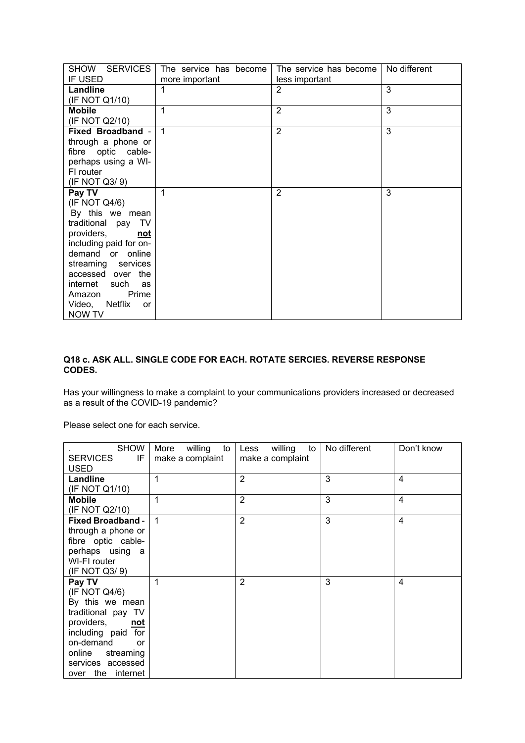| SHOW SERVICES IF USED | The service has become more important | The service has become less important | No different |
| --- | --- | --- | --- |
| **Landline** (IF NOT Q1/10) | 1 | 2 | 3 |
| **Mobile** (IF NOT Q2/10) | 1 | 2 | 3 |
| **Fixed Broadband** - through a phone or fibre optic cable- perhaps using a WI-FI router (IF NOT Q3/ 9) | 1 | 2 | 3 |
| **Pay TV** (IF NOT Q4/6) By this we mean traditional pay TV providers, **not** including paid for on-demand or online streaming services accessed over the internet such as Amazon Prime Video, Netflix or NOW TV | 1 | 2 | 3 |

**Q18 c. ASK ALL. SINGLE CODE FOR EACH. ROTATE SERCIES. REVERSE RESPONSE CODES.**

Has your willingness to make a complaint to your communications providers increased or decreased as a result of the COVID-19 pandemic?

Please select one for each service.

| . SHOW SERVICES IF USED | More willing to make a complaint | Less willing to make a complaint | No different | Don't know |
| --- | --- | --- | --- | --- |
| **Landline** (IF NOT Q1/10) | 1 | 2 | 3 | 4 |
| **Mobile** (IF NOT Q2/10) | 1 | 2 | 3 | 4 |
| **Fixed Broadband** - through a phone or fibre optic cable- perhaps using a WI-FI router (IF NOT Q3/ 9) | 1 | 2 | 3 | 4 |
| **Pay TV** (IF NOT Q4/6) By this we mean traditional pay TV providers, **not** including paid for on-demand or online streaming services accessed over the internet | 1 | 2 | 3 | 4 |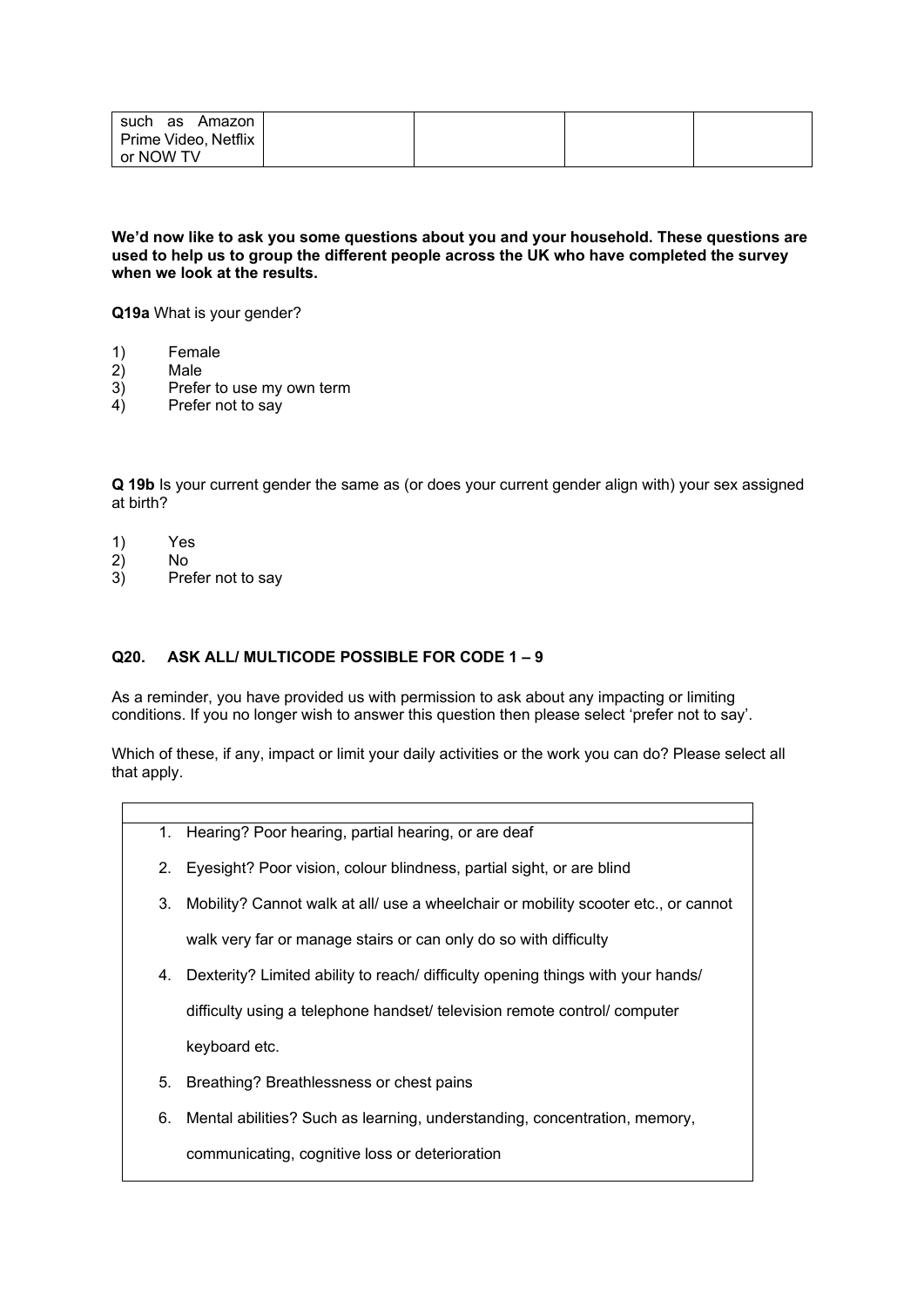| such as Amazon Prime Video, Netflix or NOW TV | | | | |
|---|---|---|---|---|

**We'd now like to ask you some questions about you and your household. These questions are used to help us to group the different people across the UK who have completed the survey when we look at the results.**

**Q19a** What is your gender?

1) Female
2) Male
3) Prefer to use my own term
4) Prefer not to say

**Q 19b** Is your current gender the same as (or does your current gender align with) your sex assigned at birth?

1) Yes
2) No
3) Prefer not to say

**Q20. ASK ALL/ MULTICODE POSSIBLE FOR CODE 1 – 9**

As a reminder, you have provided us with permission to ask about any impacting or limiting conditions. If you no longer wish to answer this question then please select 'prefer not to say'.

Which of these, if any, impact or limit your daily activities or the work you can do? Please select all that apply.

1. Hearing? Poor hearing, partial hearing, or are deaf
2. Eyesight? Poor vision, colour blindness, partial sight, or are blind
3. Mobility? Cannot walk at all/ use a wheelchair or mobility scooter etc., or cannot walk very far or manage stairs or can only do so with difficulty
4. Dexterity? Limited ability to reach/ difficulty opening things with your hands/ difficulty using a telephone handset/ television remote control/ computer keyboard etc.
5. Breathing? Breathlessness or chest pains
6. Mental abilities? Such as learning, understanding, concentration, memory, communicating, cognitive loss or deterioration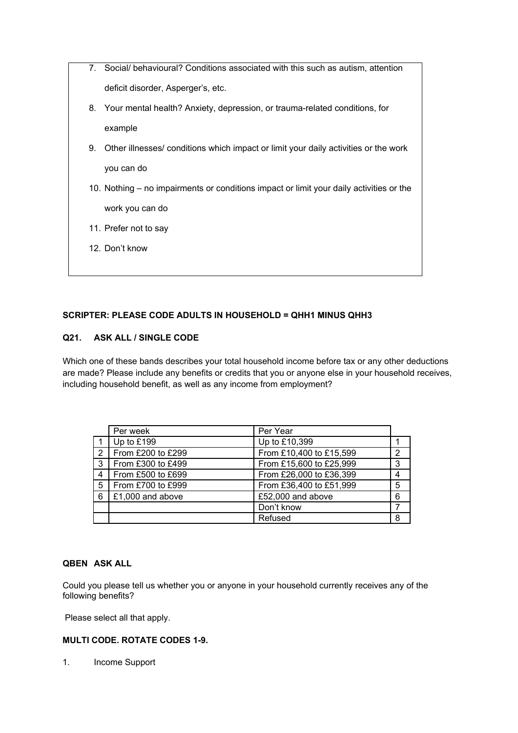7. Social/ behavioural? Conditions associated with this such as autism, attention deficit disorder, Asperger's, etc.
8. Your mental health? Anxiety, depression, or trauma-related conditions, for example
9. Other illnesses/ conditions which impact or limit your daily activities or the work you can do
10. Nothing – no impairments or conditions impact or limit your daily activities or the work you can do
11. Prefer not to say
12. Don't know

**SCRIPTER: PLEASE CODE ADULTS IN HOUSEHOLD = QHH1 MINUS QHH3**

**Q21. ASK ALL / SINGLE CODE**

Which one of these bands describes your total household income before tax or any other deductions are made? Please include any benefits or credits that you or anyone else in your household receives, including household benefit, as well as any income from employment?

| | Per week | Per Year | |
|---|---|---|---|
| 1 | Up to £199 | Up to £10,399 | 1 |
| 2 | From £200 to £299 | From £10,400 to £15,599 | 2 |
| 3 | From £300 to £499 | From £15,600 to £25,999 | 3 |
| 4 | From £500 to £699 | From £26,000 to £36,399 | 4 |
| 5 | From £700 to £999 | From £36,400 to £51,999 | 5 |
| 6 | £1,000 and above | £52,000 and above | 6 |
| | | Don't know | 7 |
| | | Refused | 8 |

**QBEN ASK ALL**

Could you please tell us whether you or anyone in your household currently receives any of the following benefits?

Please select all that apply.

**MULTI CODE. ROTATE CODES 1-9.**

1. Income Support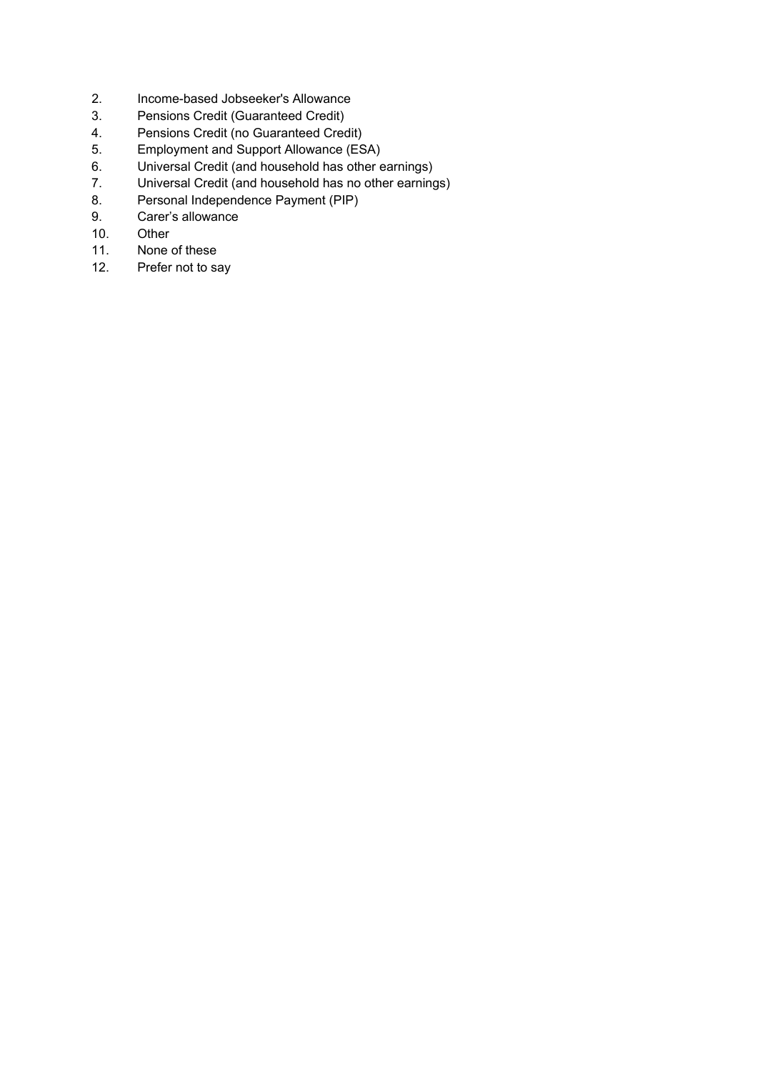2. Income-based Jobseeker's Allowance
3. Pensions Credit (Guaranteed Credit)
4. Pensions Credit (no Guaranteed Credit)
5. Employment and Support Allowance (ESA)
6. Universal Credit (and household has other earnings)
7. Universal Credit (and household has no other earnings)
8. Personal Independence Payment (PIP)
9. Carer’s allowance
10. Other
11. None of these
12. Prefer not to say